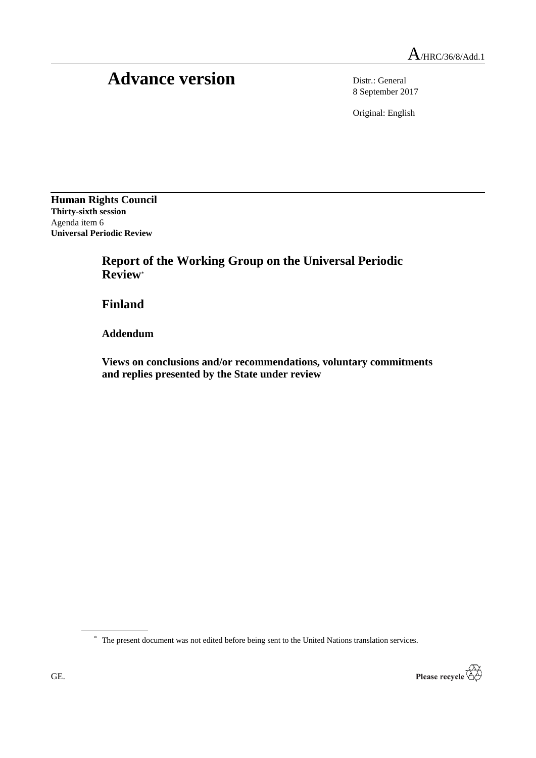A/HRC/36/8/Add.1

# Advance version

Distr.: General
8 September 2017

Original: English

**Human Rights Council**
**Thirty-sixth session**
Agenda item 6
**Universal Periodic Review**

## Report of the Working Group on the Universal Periodic Review*

## Finland

### Addendum

### Views on conclusions and/or recommendations, voluntary commitments and replies presented by the State under review

* The present document was not edited before being sent to the United Nations translation services.

GE.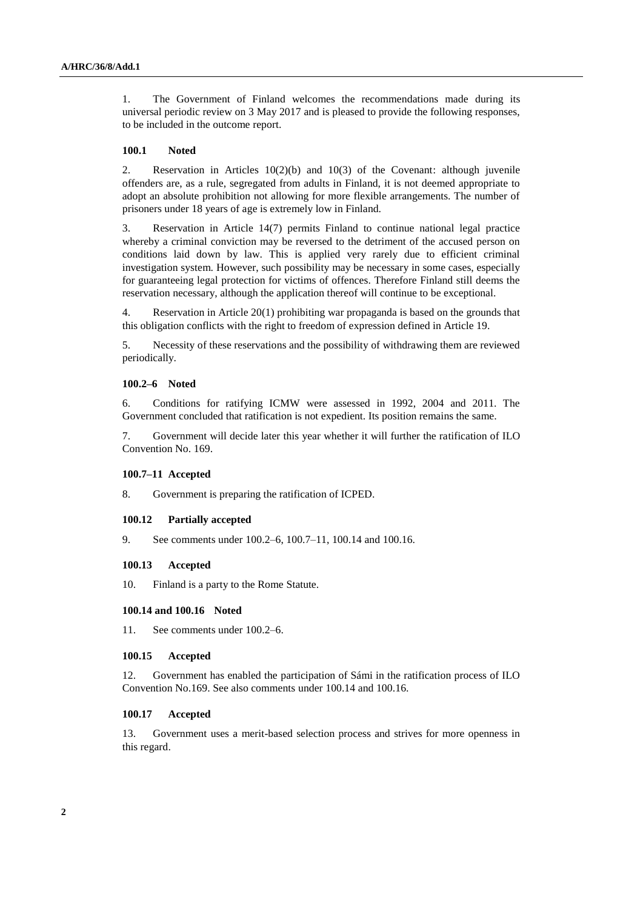1. The Government of Finland welcomes the recommendations made during its universal periodic review on 3 May 2017 and is pleased to provide the following responses, to be included in the outcome report.

**100.1 Noted**

2. Reservation in Articles 10(2)(b) and 10(3) of the Covenant: although juvenile offenders are, as a rule, segregated from adults in Finland, it is not deemed appropriate to adopt an absolute prohibition not allowing for more flexible arrangements. The number of prisoners under 18 years of age is extremely low in Finland.

3. Reservation in Article 14(7) permits Finland to continue national legal practice whereby a criminal conviction may be reversed to the detriment of the accused person on conditions laid down by law. This is applied very rarely due to efficient criminal investigation system. However, such possibility may be necessary in some cases, especially for guaranteeing legal protection for victims of offences. Therefore Finland still deems the reservation necessary, although the application thereof will continue to be exceptional.

4. Reservation in Article 20(1) prohibiting war propaganda is based on the grounds that this obligation conflicts with the right to freedom of expression defined in Article 19.

5. Necessity of these reservations and the possibility of withdrawing them are reviewed periodically.

**100.2–6 Noted**

6. Conditions for ratifying ICMW were assessed in 1992, 2004 and 2011. The Government concluded that ratification is not expedient. Its position remains the same.

7. Government will decide later this year whether it will further the ratification of ILO Convention No. 169.

**100.7–11 Accepted**

8. Government is preparing the ratification of ICPED.

**100.12 Partially accepted**

9. See comments under 100.2–6, 100.7–11, 100.14 and 100.16.

**100.13 Accepted**

10. Finland is a party to the Rome Statute.

**100.14 and 100.16 Noted**

11. See comments under 100.2–6.

**100.15 Accepted**

12. Government has enabled the participation of Sámi in the ratification process of ILO Convention No.169. See also comments under 100.14 and 100.16.

**100.17 Accepted**

13. Government uses a merit-based selection process and strives for more openness in this regard.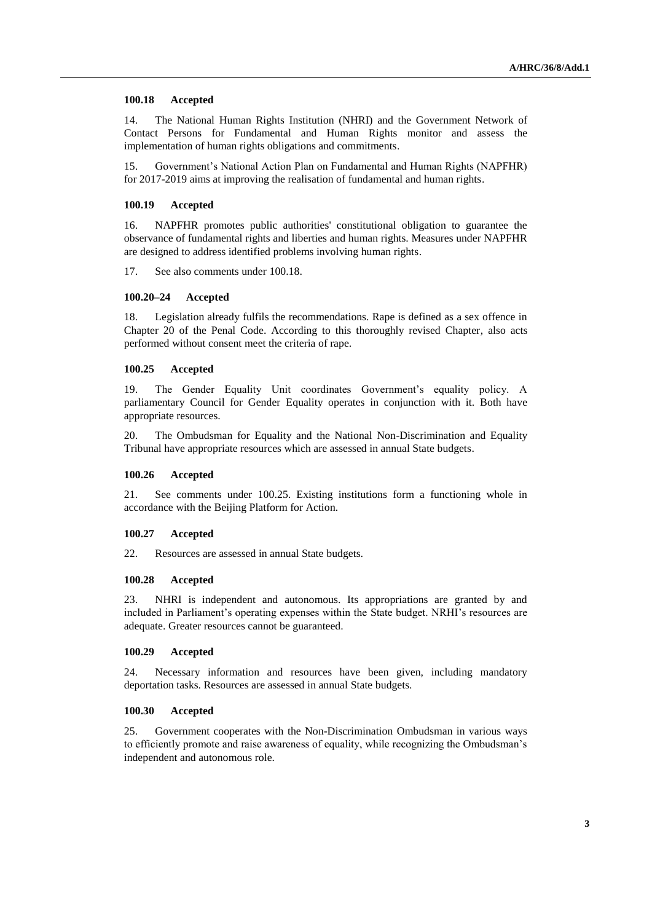**100.18 Accepted**

14. The National Human Rights Institution (NHRI) and the Government Network of Contact Persons for Fundamental and Human Rights monitor and assess the implementation of human rights obligations and commitments.

15. Government's National Action Plan on Fundamental and Human Rights (NAPFHR) for 2017-2019 aims at improving the realisation of fundamental and human rights.

**100.19 Accepted**

16. NAPFHR promotes public authorities' constitutional obligation to guarantee the observance of fundamental rights and liberties and human rights. Measures under NAPFHR are designed to address identified problems involving human rights.

17. See also comments under 100.18.

**100.20–24 Accepted**

18. Legislation already fulfils the recommendations. Rape is defined as a sex offence in Chapter 20 of the Penal Code. According to this thoroughly revised Chapter, also acts performed without consent meet the criteria of rape.

**100.25 Accepted**

19. The Gender Equality Unit coordinates Government's equality policy. A parliamentary Council for Gender Equality operates in conjunction with it. Both have appropriate resources.

20. The Ombudsman for Equality and the National Non-Discrimination and Equality Tribunal have appropriate resources which are assessed in annual State budgets.

**100.26 Accepted**

21. See comments under 100.25. Existing institutions form a functioning whole in accordance with the Beijing Platform for Action.

**100.27 Accepted**

22. Resources are assessed in annual State budgets.

**100.28 Accepted**

23. NHRI is independent and autonomous. Its appropriations are granted by and included in Parliament's operating expenses within the State budget. NRHI's resources are adequate. Greater resources cannot be guaranteed.

**100.29 Accepted**

24. Necessary information and resources have been given, including mandatory deportation tasks. Resources are assessed in annual State budgets.

**100.30 Accepted**

25. Government cooperates with the Non-Discrimination Ombudsman in various ways to efficiently promote and raise awareness of equality, while recognizing the Ombudsman's independent and autonomous role.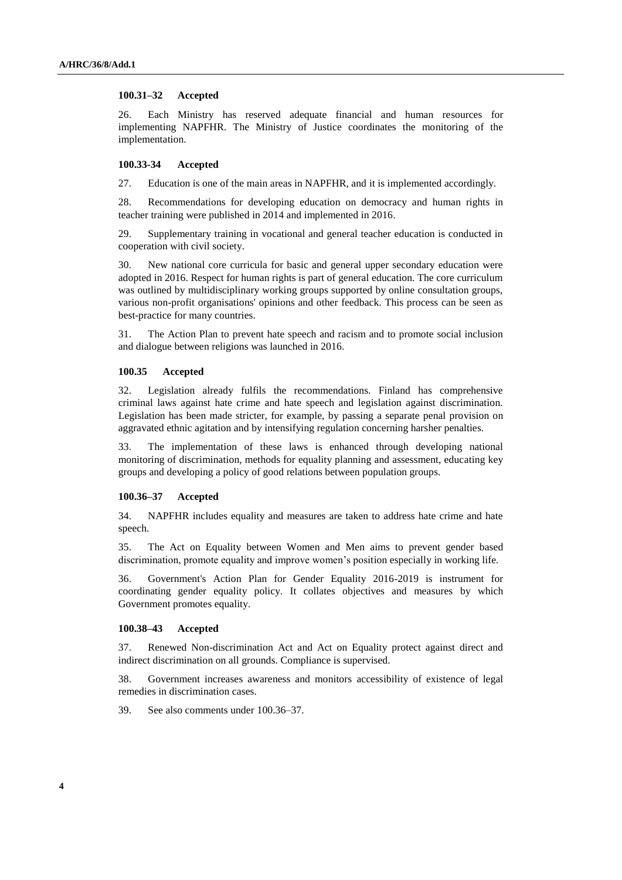**100.31–32 Accepted**

26. Each Ministry has reserved adequate financial and human resources for implementing NAPFHR. The Ministry of Justice coordinates the monitoring of the implementation.

**100.33-34 Accepted**

27. Education is one of the main areas in NAPFHR, and it is implemented accordingly.

28. Recommendations for developing education on democracy and human rights in teacher training were published in 2014 and implemented in 2016.

29. Supplementary training in vocational and general teacher education is conducted in cooperation with civil society.

30. New national core curricula for basic and general upper secondary education were adopted in 2016. Respect for human rights is part of general education. The core curriculum was outlined by multidisciplinary working groups supported by online consultation groups, various non-profit organisations' opinions and other feedback. This process can be seen as best-practice for many countries.

31. The Action Plan to prevent hate speech and racism and to promote social inclusion and dialogue between religions was launched in 2016.

**100.35 Accepted**

32. Legislation already fulfils the recommendations. Finland has comprehensive criminal laws against hate crime and hate speech and legislation against discrimination. Legislation has been made stricter, for example, by passing a separate penal provision on aggravated ethnic agitation and by intensifying regulation concerning harsher penalties.

33. The implementation of these laws is enhanced through developing national monitoring of discrimination, methods for equality planning and assessment, educating key groups and developing a policy of good relations between population groups.

**100.36–37 Accepted**

34. NAPFHR includes equality and measures are taken to address hate crime and hate speech.

35. The Act on Equality between Women and Men aims to prevent gender based discrimination, promote equality and improve women's position especially in working life.

36. Government's Action Plan for Gender Equality 2016-2019 is instrument for coordinating gender equality policy. It collates objectives and measures by which Government promotes equality.

**100.38–43 Accepted**

37. Renewed Non-discrimination Act and Act on Equality protect against direct and indirect discrimination on all grounds. Compliance is supervised.

38. Government increases awareness and monitors accessibility of existence of legal remedies in discrimination cases.

39. See also comments under 100.36–37.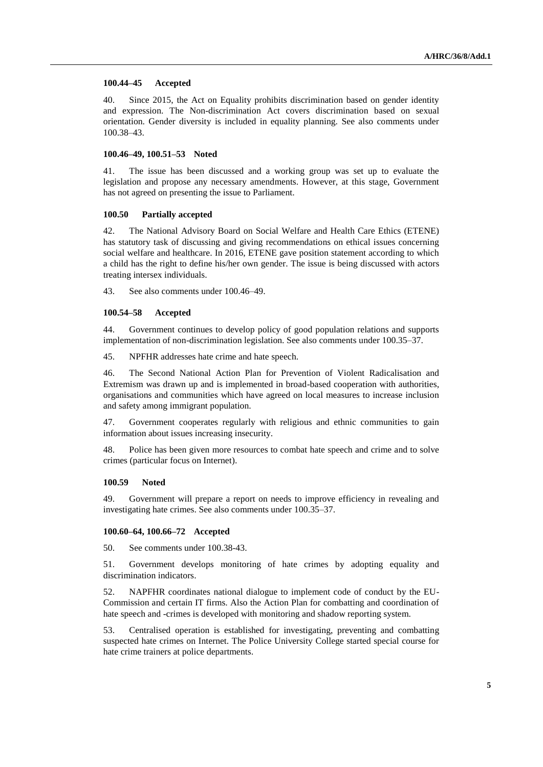**100.44–45 Accepted**

40. Since 2015, the Act on Equality prohibits discrimination based on gender identity and expression. The Non-discrimination Act covers discrimination based on sexual orientation. Gender diversity is included in equality planning. See also comments under 100.38–43.

**100.46–49, 100.51–53 Noted**

41. The issue has been discussed and a working group was set up to evaluate the legislation and propose any necessary amendments. However, at this stage, Government has not agreed on presenting the issue to Parliament.

**100.50 Partially accepted**

42. The National Advisory Board on Social Welfare and Health Care Ethics (ETENE) has statutory task of discussing and giving recommendations on ethical issues concerning social welfare and healthcare. In 2016, ETENE gave position statement according to which a child has the right to define his/her own gender. The issue is being discussed with actors treating intersex individuals.

43. See also comments under 100.46–49.

**100.54–58 Accepted**

44. Government continues to develop policy of good population relations and supports implementation of non-discrimination legislation. See also comments under 100.35–37.

45. NPFHR addresses hate crime and hate speech.

46. The Second National Action Plan for Prevention of Violent Radicalisation and Extremism was drawn up and is implemented in broad-based cooperation with authorities, organisations and communities which have agreed on local measures to increase inclusion and safety among immigrant population.

47. Government cooperates regularly with religious and ethnic communities to gain information about issues increasing insecurity.

48. Police has been given more resources to combat hate speech and crime and to solve crimes (particular focus on Internet).

**100.59 Noted**

49. Government will prepare a report on needs to improve efficiency in revealing and investigating hate crimes. See also comments under 100.35–37.

**100.60–64, 100.66–72 Accepted**

50. See comments under 100.38-43.

51. Government develops monitoring of hate crimes by adopting equality and discrimination indicators.

52. NAPFHR coordinates national dialogue to implement code of conduct by the EU-Commission and certain IT firms. Also the Action Plan for combatting and coordination of hate speech and -crimes is developed with monitoring and shadow reporting system.

53. Centralised operation is established for investigating, preventing and combatting suspected hate crimes on Internet. The Police University College started special course for hate crime trainers at police departments.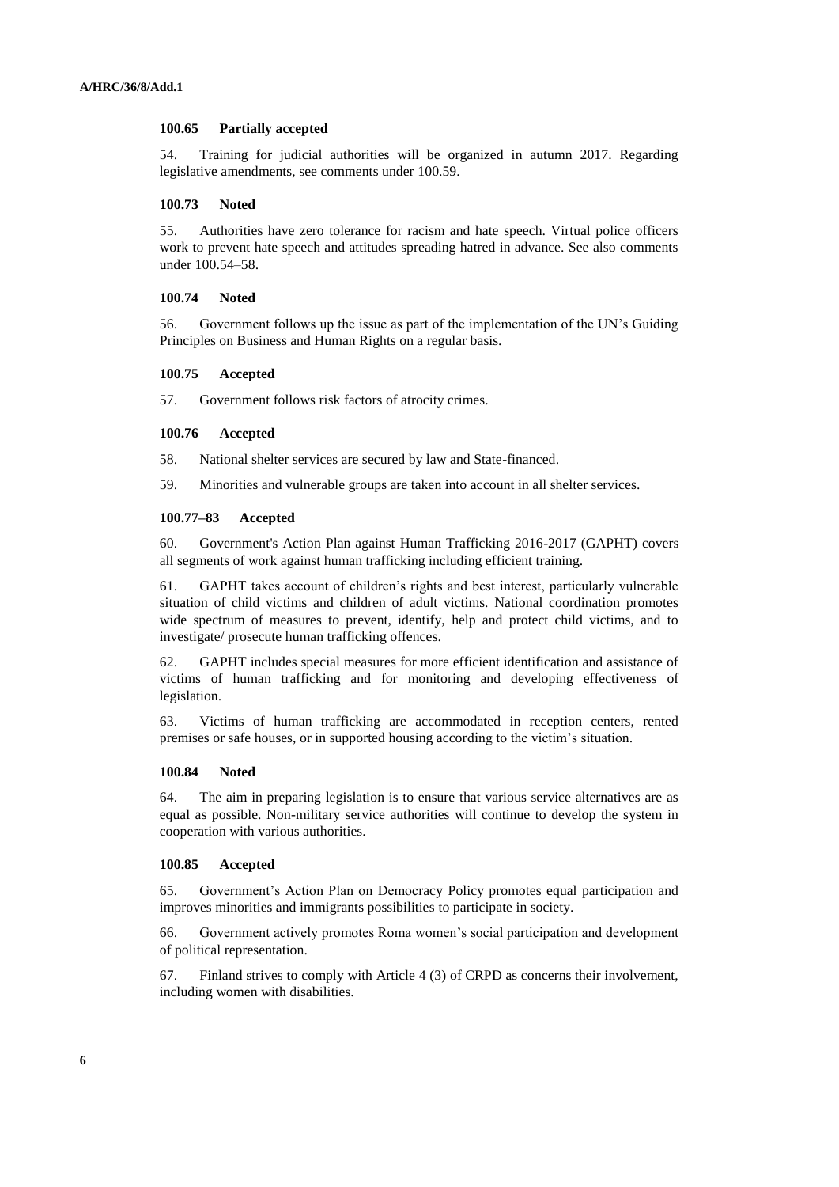#### 100.65 Partially accepted

54. Training for judicial authorities will be organized in autumn 2017. Regarding legislative amendments, see comments under 100.59.

#### 100.73 Noted

55. Authorities have zero tolerance for racism and hate speech. Virtual police officers work to prevent hate speech and attitudes spreading hatred in advance. See also comments under 100.54–58.

#### 100.74 Noted

56. Government follows up the issue as part of the implementation of the UN's Guiding Principles on Business and Human Rights on a regular basis.

#### 100.75 Accepted

57. Government follows risk factors of atrocity crimes.

#### 100.76 Accepted

58. National shelter services are secured by law and State-financed.

59. Minorities and vulnerable groups are taken into account in all shelter services.

#### 100.77–83 Accepted

60. Government's Action Plan against Human Trafficking 2016-2017 (GAPHT) covers all segments of work against human trafficking including efficient training.

61. GAPHT takes account of children's rights and best interest, particularly vulnerable situation of child victims and children of adult victims. National coordination promotes wide spectrum of measures to prevent, identify, help and protect child victims, and to investigate/ prosecute human trafficking offences.

62. GAPHT includes special measures for more efficient identification and assistance of victims of human trafficking and for monitoring and developing effectiveness of legislation.

63. Victims of human trafficking are accommodated in reception centers, rented premises or safe houses, or in supported housing according to the victim's situation.

#### 100.84 Noted

64. The aim in preparing legislation is to ensure that various service alternatives are as equal as possible. Non-military service authorities will continue to develop the system in cooperation with various authorities.

#### 100.85 Accepted

65. Government's Action Plan on Democracy Policy promotes equal participation and improves minorities and immigrants possibilities to participate in society.

66. Government actively promotes Roma women's social participation and development of political representation.

67. Finland strives to comply with Article 4 (3) of CRPD as concerns their involvement, including women with disabilities.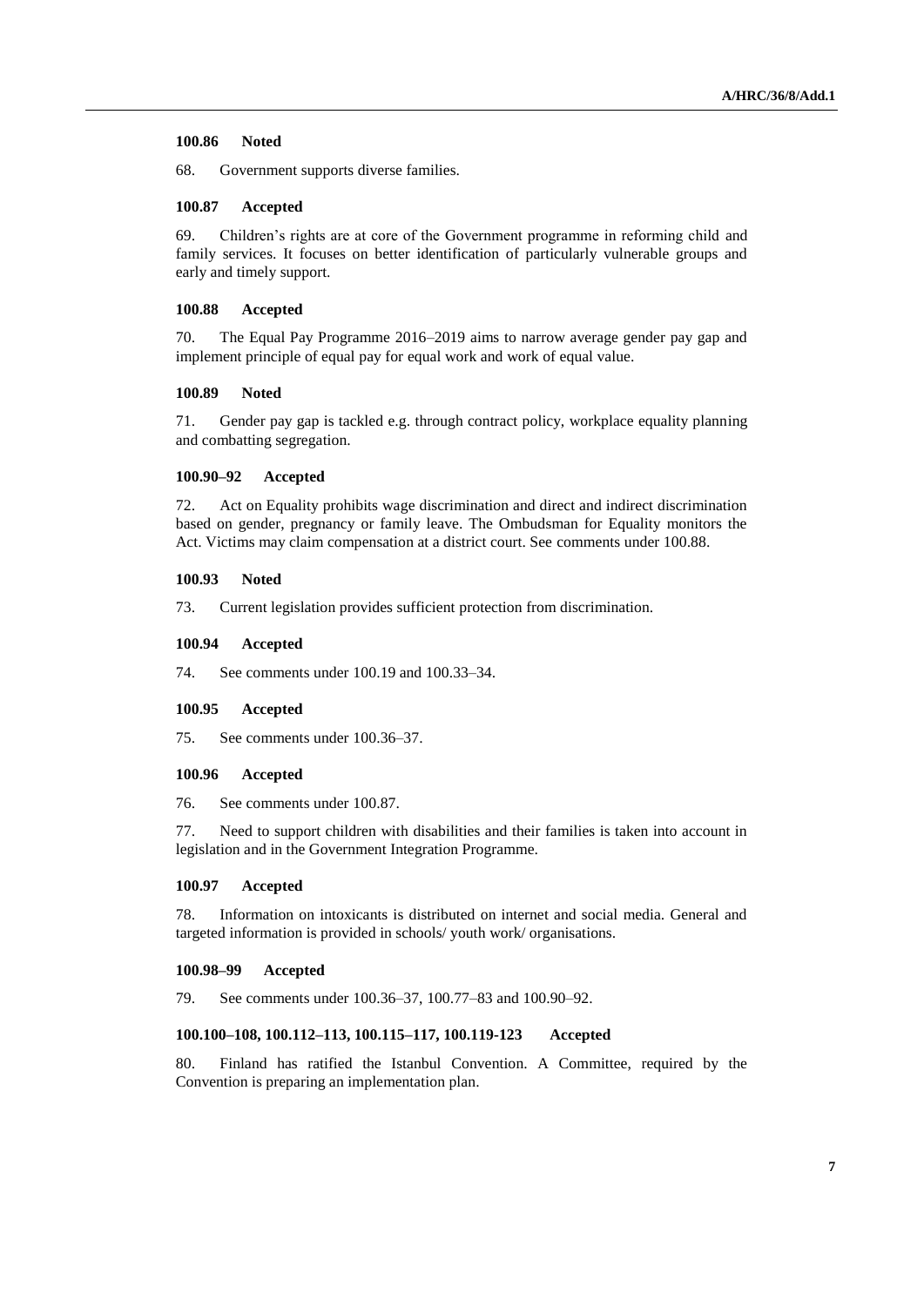**100.86 Noted**

68. Government supports diverse families.

**100.87 Accepted**

69. Children's rights are at core of the Government programme in reforming child and family services. It focuses on better identification of particularly vulnerable groups and early and timely support.

**100.88 Accepted**

70. The Equal Pay Programme 2016–2019 aims to narrow average gender pay gap and implement principle of equal pay for equal work and work of equal value.

**100.89 Noted**

71. Gender pay gap is tackled e.g. through contract policy, workplace equality planning and combatting segregation.

**100.90–92 Accepted**

72. Act on Equality prohibits wage discrimination and direct and indirect discrimination based on gender, pregnancy or family leave. The Ombudsman for Equality monitors the Act. Victims may claim compensation at a district court. See comments under 100.88.

**100.93 Noted**

73. Current legislation provides sufficient protection from discrimination.

**100.94 Accepted**

74. See comments under 100.19 and 100.33–34.

**100.95 Accepted**

75. See comments under 100.36–37.

**100.96 Accepted**

76. See comments under 100.87.

77. Need to support children with disabilities and their families is taken into account in legislation and in the Government Integration Programme.

**100.97 Accepted**

78. Information on intoxicants is distributed on internet and social media. General and targeted information is provided in schools/ youth work/ organisations.

**100.98–99 Accepted**

79. See comments under 100.36–37, 100.77–83 and 100.90–92.

**100.100–108, 100.112–113, 100.115–117, 100.119-123 Accepted**

80. Finland has ratified the Istanbul Convention. A Committee, required by the Convention is preparing an implementation plan.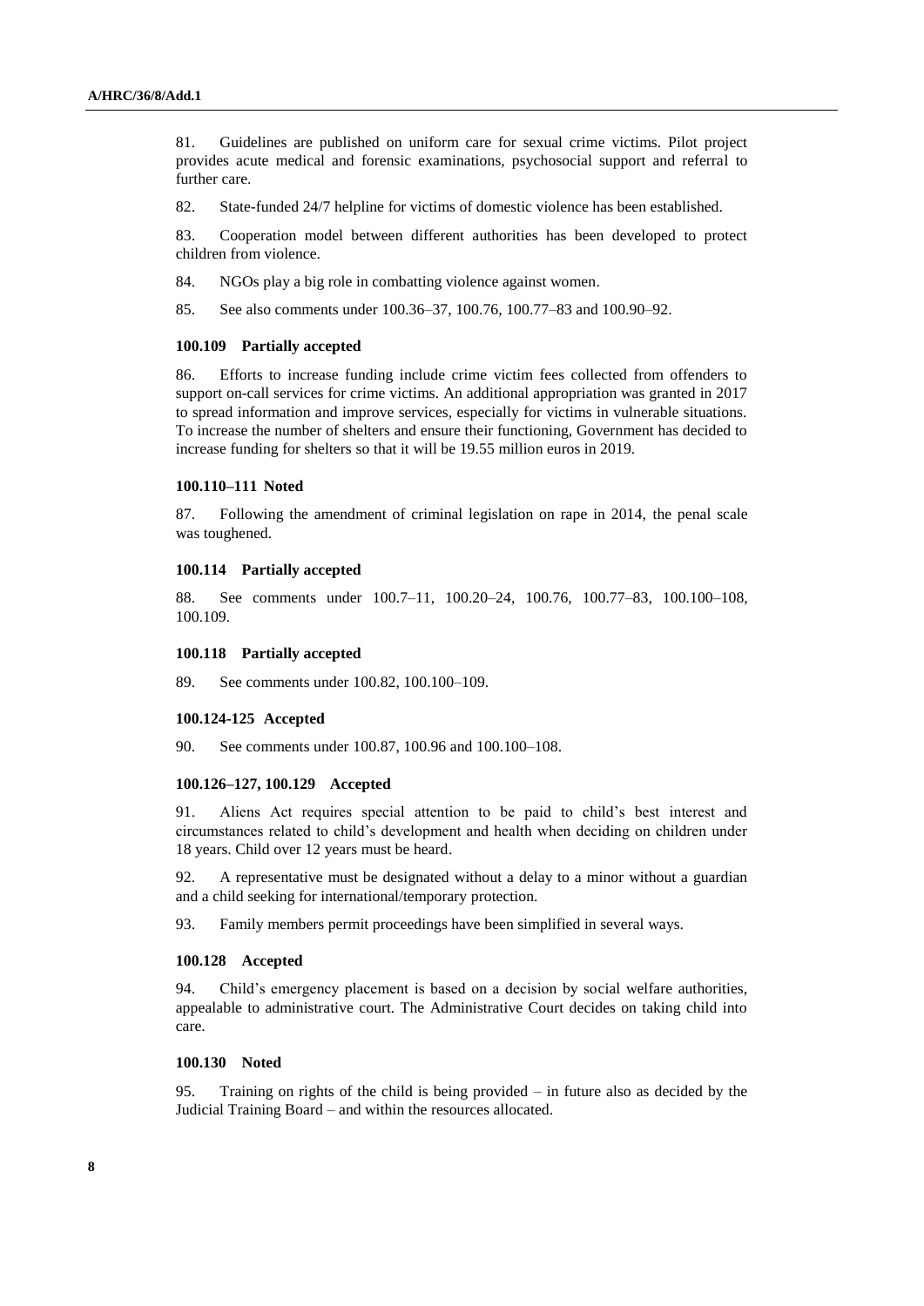81. Guidelines are published on uniform care for sexual crime victims. Pilot project provides acute medical and forensic examinations, psychosocial support and referral to further care.

82. State-funded 24/7 helpline for victims of domestic violence has been established.

83. Cooperation model between different authorities has been developed to protect children from violence.

84. NGOs play a big role in combatting violence against women.

85. See also comments under 100.36–37, 100.76, 100.77–83 and 100.90–92.

**100.109 Partially accepted**

86. Efforts to increase funding include crime victim fees collected from offenders to support on-call services for crime victims. An additional appropriation was granted in 2017 to spread information and improve services, especially for victims in vulnerable situations. To increase the number of shelters and ensure their functioning, Government has decided to increase funding for shelters so that it will be 19.55 million euros in 2019.

**100.110–111 Noted**

87. Following the amendment of criminal legislation on rape in 2014, the penal scale was toughened.

**100.114 Partially accepted**

88. See comments under 100.7–11, 100.20–24, 100.76, 100.77–83, 100.100–108, 100.109.

**100.118 Partially accepted**

89. See comments under 100.82, 100.100–109.

**100.124-125 Accepted**

90. See comments under 100.87, 100.96 and 100.100–108.

**100.126–127, 100.129 Accepted**

91. Aliens Act requires special attention to be paid to child's best interest and circumstances related to child's development and health when deciding on children under 18 years. Child over 12 years must be heard.

92. A representative must be designated without a delay to a minor without a guardian and a child seeking for international/temporary protection.

93. Family members permit proceedings have been simplified in several ways.

**100.128 Accepted**

94. Child's emergency placement is based on a decision by social welfare authorities, appealable to administrative court. The Administrative Court decides on taking child into care.

**100.130 Noted**

95. Training on rights of the child is being provided – in future also as decided by the Judicial Training Board – and within the resources allocated.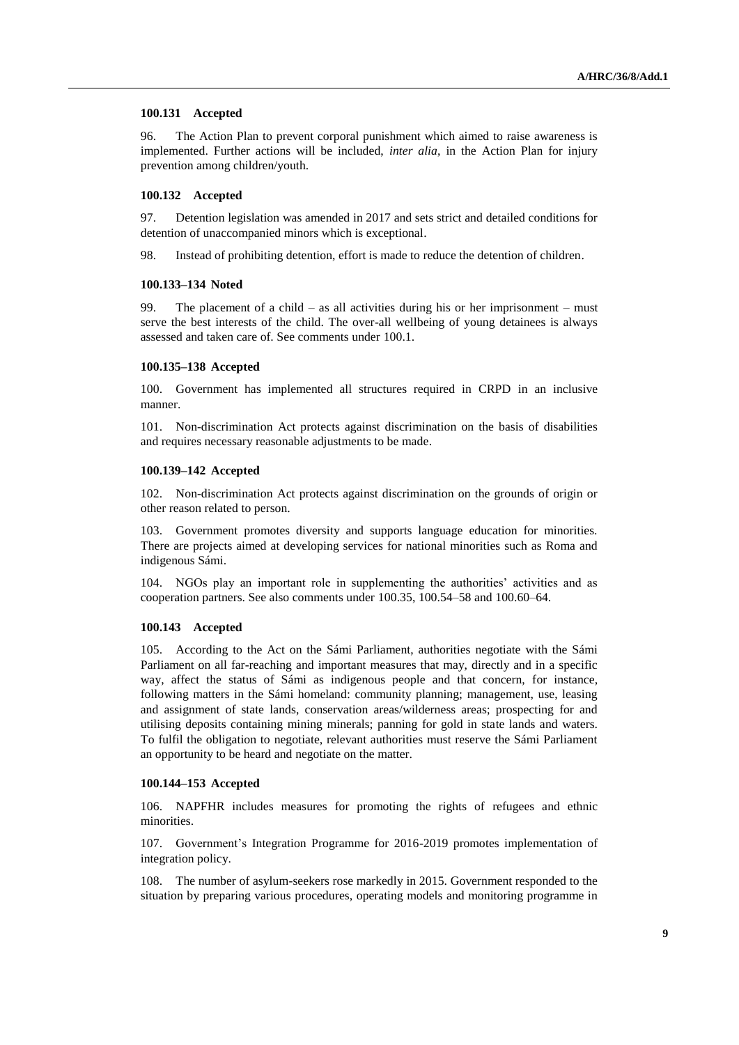#### 100.131 Accepted

96. The Action Plan to prevent corporal punishment which aimed to raise awareness is implemented. Further actions will be included, *inter alia*, in the Action Plan for injury prevention among children/youth.

#### 100.132 Accepted

97. Detention legislation was amended in 2017 and sets strict and detailed conditions for detention of unaccompanied minors which is exceptional.

98. Instead of prohibiting detention, effort is made to reduce the detention of children.

#### 100.133–134 Noted

99. The placement of a child – as all activities during his or her imprisonment – must serve the best interests of the child. The over-all wellbeing of young detainees is always assessed and taken care of. See comments under 100.1.

#### 100.135–138 Accepted

100. Government has implemented all structures required in CRPD in an inclusive manner.

101. Non-discrimination Act protects against discrimination on the basis of disabilities and requires necessary reasonable adjustments to be made.

#### 100.139–142 Accepted

102. Non-discrimination Act protects against discrimination on the grounds of origin or other reason related to person.

103. Government promotes diversity and supports language education for minorities. There are projects aimed at developing services for national minorities such as Roma and indigenous Sámi.

104. NGOs play an important role in supplementing the authorities' activities and as cooperation partners. See also comments under 100.35, 100.54–58 and 100.60–64.

#### 100.143 Accepted

105. According to the Act on the Sámi Parliament, authorities negotiate with the Sámi Parliament on all far-reaching and important measures that may, directly and in a specific way, affect the status of Sámi as indigenous people and that concern, for instance, following matters in the Sámi homeland: community planning; management, use, leasing and assignment of state lands, conservation areas/wilderness areas; prospecting for and utilising deposits containing mining minerals; panning for gold in state lands and waters. To fulfil the obligation to negotiate, relevant authorities must reserve the Sámi Parliament an opportunity to be heard and negotiate on the matter.

#### 100.144–153 Accepted

106. NAPFHR includes measures for promoting the rights of refugees and ethnic minorities.

107. Government's Integration Programme for 2016-2019 promotes implementation of integration policy.

108. The number of asylum-seekers rose markedly in 2015. Government responded to the situation by preparing various procedures, operating models and monitoring programme in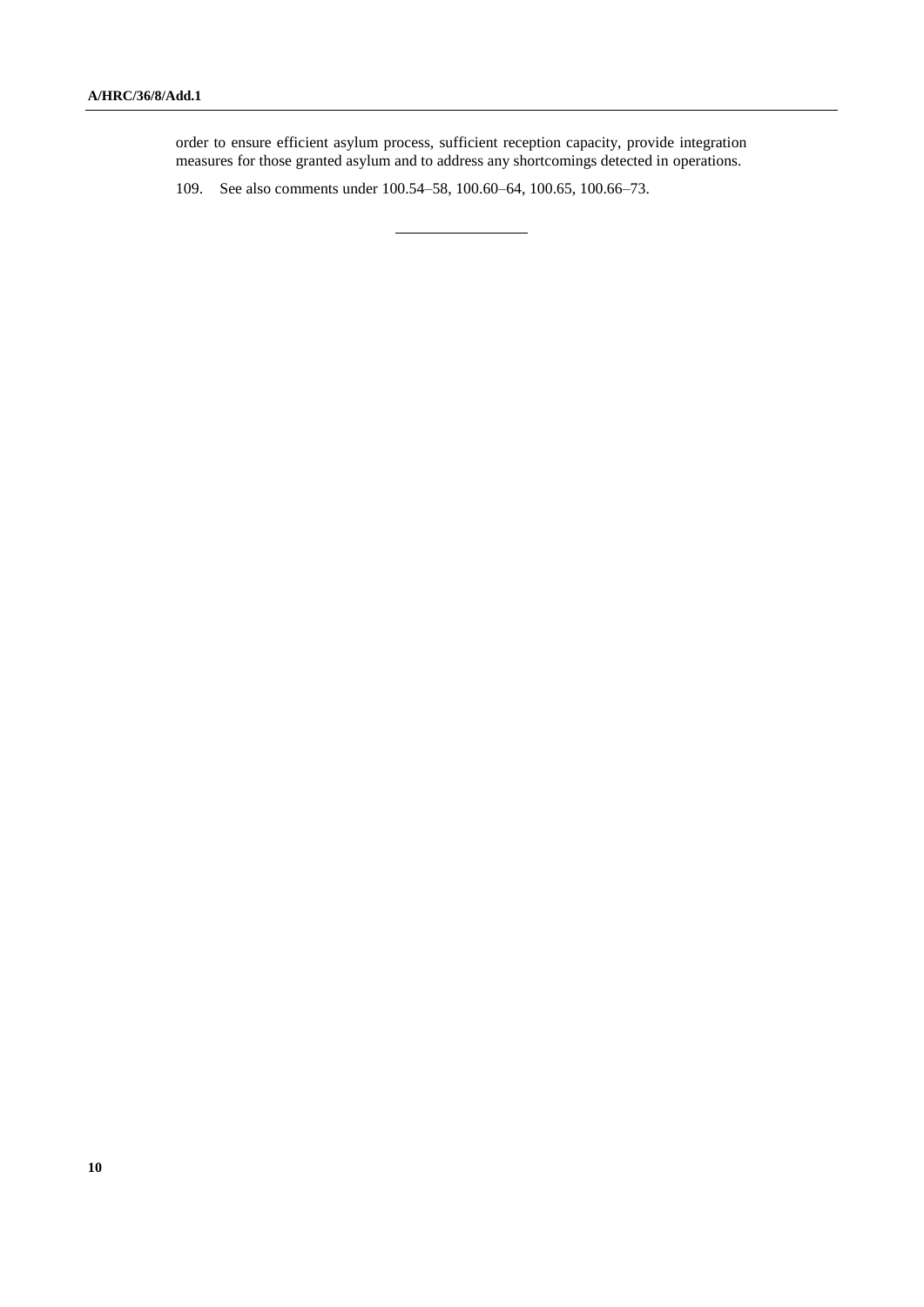order to ensure efficient asylum process, sufficient reception capacity, provide integration measures for those granted asylum and to address any shortcomings detected in operations.

109. See also comments under 100.54–58, 100.60–64, 100.65, 100.66–73.